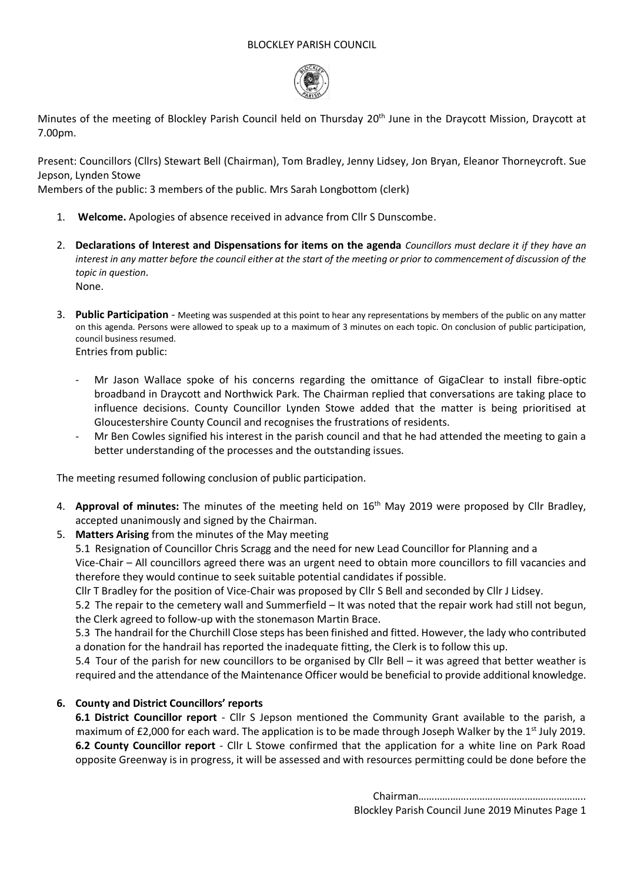BLOCKLEY PARISH COUNCIL

Minutes of the meeting of Blockley Parish Council held on Thursday 20th June in the Draycott Mission, Draycott at 7.00pm.

Present: Councillors (Cllrs) Stewart Bell (Chairman), Tom Bradley, Jenny Lidsey, Jon Bryan, Eleanor Thorneycroft. Sue Jepson, Lynden Stowe

Members of the public: 3 members of the public. Mrs Sarah Longbottom (clerk)

1. **Welcome.** Apologies of absence received in advance from Cllr S Dunscombe.

2. **Declarations of Interest and Dispensations for items on the agenda** *Councillors must declare it if they have an interest in any matter before the council either at the start of the meeting or prior to commencement of discussion of the topic in question*.
   None.

3. **Public Participation** - Meeting was suspended at this point to hear any representations by members of the public on any matter on this agenda. Persons were allowed to speak up to a maximum of 3 minutes on each topic. On conclusion of public participation, council business resumed.
   Entries from public:

   - Mr Jason Wallace spoke of his concerns regarding the omittance of GigaClear to install fibre-optic broadband in Draycott and Northwick Park. The Chairman replied that conversations are taking place to influence decisions. County Councillor Lynden Stowe added that the matter is being prioritised at Gloucestershire County Council and recognises the frustrations of residents.
   - Mr Ben Cowles signified his interest in the parish council and that he had attended the meeting to gain a better understanding of the processes and the outstanding issues.

The meeting resumed following conclusion of public participation.

4. **Approval of minutes:** The minutes of the meeting held on 16th May 2019 were proposed by Cllr Bradley, accepted unanimously and signed by the Chairman.

5. **Matters Arising** from the minutes of the May meeting

   5.1 Resignation of Councillor Chris Scragg and the need for new Lead Councillor for Planning and a Vice-Chair – All councillors agreed there was an urgent need to obtain more councillors to fill vacancies and therefore they would continue to seek suitable potential candidates if possible.

   Cllr T Bradley for the position of Vice-Chair was proposed by Cllr S Bell and seconded by Cllr J Lidsey.

   5.2 The repair to the cemetery wall and Summerfield – It was noted that the repair work had still not begun, the Clerk agreed to follow-up with the stonemason Martin Brace.

   5.3 The handrail for the Churchill Close steps has been finished and fitted. However, the lady who contributed a donation for the handrail has reported the inadequate fitting, the Clerk is to follow this up.

   5.4 Tour of the parish for new councillors to be organised by Cllr Bell – it was agreed that better weather is required and the attendance of the Maintenance Officer would be beneficial to provide additional knowledge.

6. **County and District Councillors' reports**

   **6.1 District Councillor report** - Cllr S Jepson mentioned the Community Grant available to the parish, a maximum of £2,000 for each ward. The application is to be made through Joseph Walker by the 1st July 2019.

   **6.2 County Councillor report** - Cllr L Stowe confirmed that the application for a white line on Park Road opposite Greenway is in progress, it will be assessed and with resources permitting could be done before the

Chairman………………………………………………………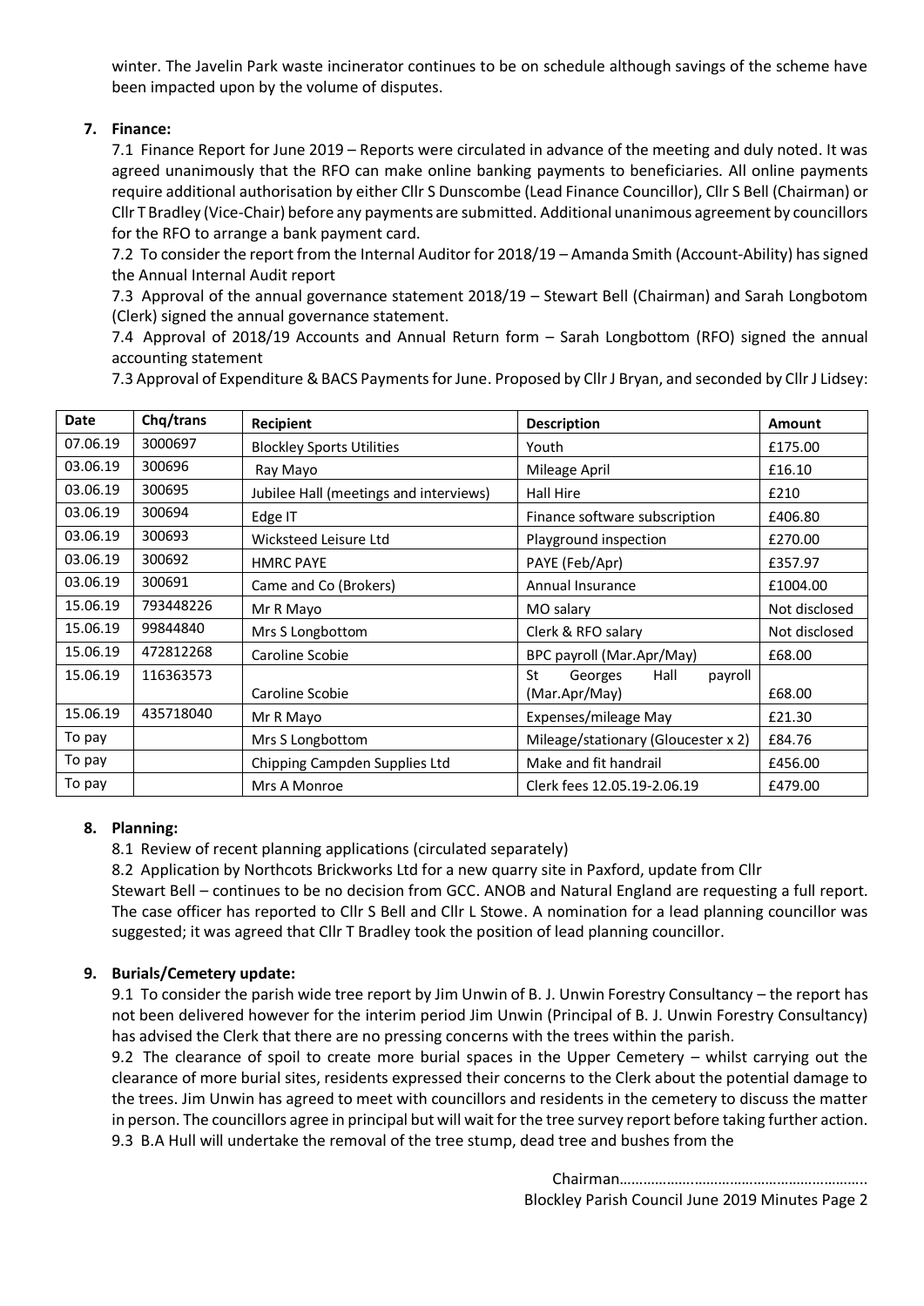winter. The Javelin Park waste incinerator continues to be on schedule although savings of the scheme have been impacted upon by the volume of disputes.

**7. Finance:**

7.1 Finance Report for June 2019 – Reports were circulated in advance of the meeting and duly noted. It was agreed unanimously that the RFO can make online banking payments to beneficiaries. All online payments require additional authorisation by either Cllr S Dunscombe (Lead Finance Councillor), Cllr S Bell (Chairman) or Cllr T Bradley (Vice-Chair) before any payments are submitted. Additional unanimous agreement by councillors for the RFO to arrange a bank payment card.

7.2 To consider the report from the Internal Auditor for 2018/19 – Amanda Smith (Account-Ability) has signed the Annual Internal Audit report

7.3 Approval of the annual governance statement 2018/19 – Stewart Bell (Chairman) and Sarah Longbotom (Clerk) signed the annual governance statement.

7.4 Approval of 2018/19 Accounts and Annual Return form – Sarah Longbottom (RFO) signed the annual accounting statement

7.3 Approval of Expenditure & BACS Payments for June. Proposed by Cllr J Bryan, and seconded by Cllr J Lidsey:

| Date | Chq/trans | Recipient | Description | Amount |
|---|---|---|---|---|
| 07.06.19 | 3000697 | Blockley Sports Utilities | Youth | £175.00 |
| 03.06.19 | 300696 | Ray Mayo | Mileage April | £16.10 |
| 03.06.19 | 300695 | Jubilee Hall (meetings and interviews) | Hall Hire | £210 |
| 03.06.19 | 300694 | Edge IT | Finance software subscription | £406.80 |
| 03.06.19 | 300693 | Wicksteed Leisure Ltd | Playground inspection | £270.00 |
| 03.06.19 | 300692 | HMRC PAYE | PAYE (Feb/Apr) | £357.97 |
| 03.06.19 | 300691 | Came and Co (Brokers) | Annual Insurance | £1004.00 |
| 15.06.19 | 793448226 | Mr R Mayo | MO salary | Not disclosed |
| 15.06.19 | 99844840 | Mrs S Longbottom | Clerk & RFO salary | Not disclosed |
| 15.06.19 | 472812268 | Caroline Scobie | BPC payroll (Mar.Apr/May) | £68.00 |
| 15.06.19 | 116363573 | Caroline Scobie | St Georges Hall payroll (Mar.Apr/May) | £68.00 |
| 15.06.19 | 435718040 | Mr R Mayo | Expenses/mileage May | £21.30 |
| To pay | | Mrs S Longbottom | Mileage/stationary (Gloucester x 2) | £84.76 |
| To pay | | Chipping Campden Supplies Ltd | Make and fit handrail | £456.00 |
| To pay | | Mrs A Monroe | Clerk fees 12.05.19-2.06.19 | £479.00 |

**8. Planning:**

8.1 Review of recent planning applications (circulated separately)

8.2 Application by Northcots Brickworks Ltd for a new quarry site in Paxford, update from Cllr Stewart Bell – continues to be no decision from GCC. ANOB and Natural England are requesting a full report. The case officer has reported to Cllr S Bell and Cllr L Stowe. A nomination for a lead planning councillor was suggested; it was agreed that Cllr T Bradley took the position of lead planning councillor.

**9. Burials/Cemetery update:**

9.1 To consider the parish wide tree report by Jim Unwin of B. J. Unwin Forestry Consultancy – the report has not been delivered however for the interim period Jim Unwin (Principal of B. J. Unwin Forestry Consultancy) has advised the Clerk that there are no pressing concerns with the trees within the parish.

9.2 The clearance of spoil to create more burial spaces in the Upper Cemetery – whilst carrying out the clearance of more burial sites, residents expressed their concerns to the Clerk about the potential damage to the trees. Jim Unwin has agreed to meet with councillors and residents in the cemetery to discuss the matter in person. The councillors agree in principal but will wait for the tree survey report before taking further action.

9.3 B.A Hull will undertake the removal of the tree stump, dead tree and bushes from the

Chairman…………………………………………………..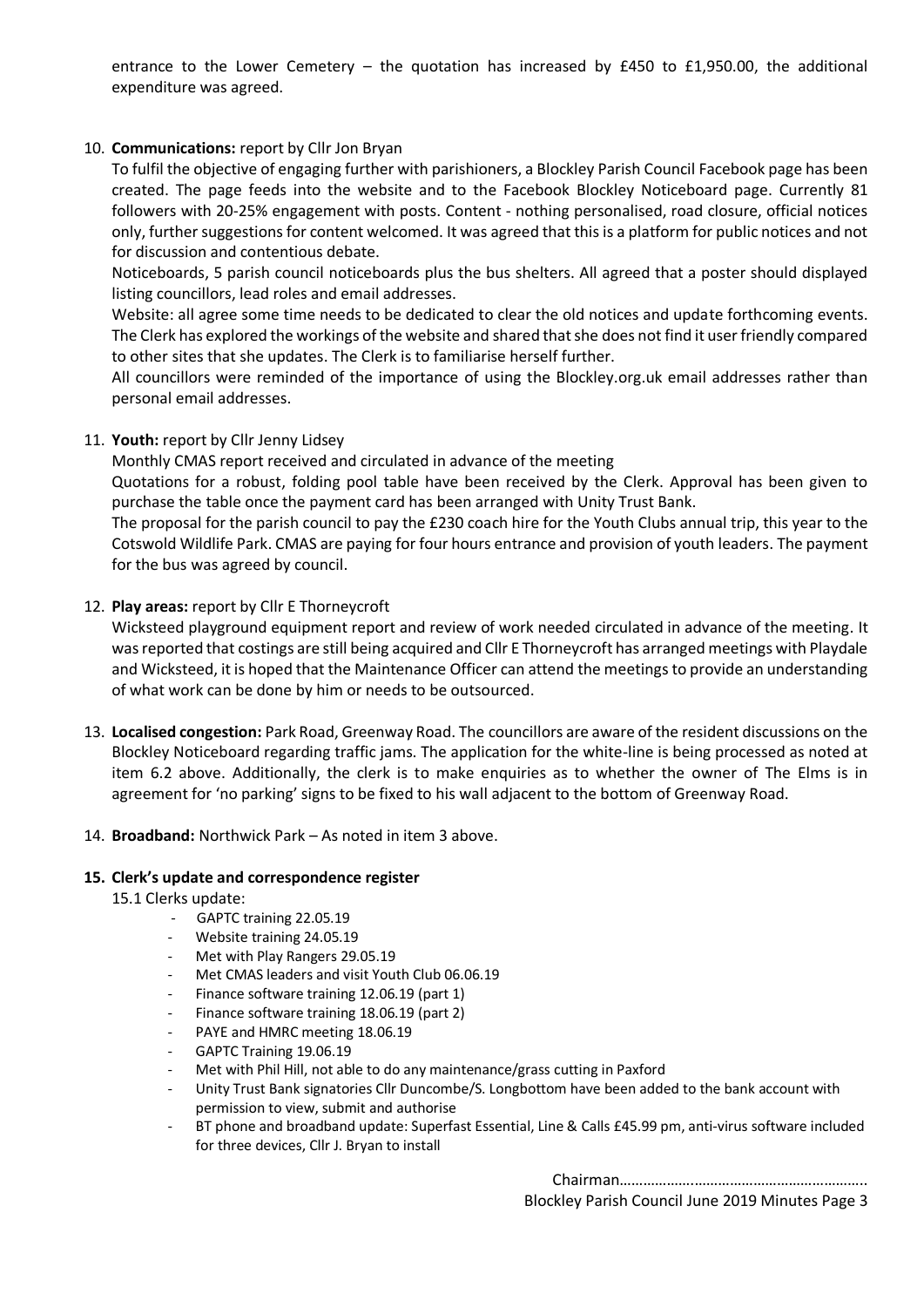entrance to the Lower Cemetery – the quotation has increased by £450 to £1,950.00, the additional expenditure was agreed.

10. **Communications:** report by Cllr Jon Bryan

    To fulfil the objective of engaging further with parishioners, a Blockley Parish Council Facebook page has been created. The page feeds into the website and to the Facebook Blockley Noticeboard page. Currently 81 followers with 20-25% engagement with posts. Content - nothing personalised, road closure, official notices only, further suggestions for content welcomed. It was agreed that this is a platform for public notices and not for discussion and contentious debate.

    Noticeboards, 5 parish council noticeboards plus the bus shelters. All agreed that a poster should displayed listing councillors, lead roles and email addresses.

    Website: all agree some time needs to be dedicated to clear the old notices and update forthcoming events. The Clerk has explored the workings of the website and shared that she does not find it user friendly compared to other sites that she updates. The Clerk is to familiarise herself further.

    All councillors were reminded of the importance of using the Blockley.org.uk email addresses rather than personal email addresses.

11. **Youth:** report by Cllr Jenny Lidsey

    Monthly CMAS report received and circulated in advance of the meeting

    Quotations for a robust, folding pool table have been received by the Clerk. Approval has been given to purchase the table once the payment card has been arranged with Unity Trust Bank.

    The proposal for the parish council to pay the £230 coach hire for the Youth Clubs annual trip, this year to the Cotswold Wildlife Park. CMAS are paying for four hours entrance and provision of youth leaders. The payment for the bus was agreed by council.

12. **Play areas:** report by Cllr E Thorneycroft

    Wicksteed playground equipment report and review of work needed circulated in advance of the meeting. It was reported that costings are still being acquired and Cllr E Thorneycroft has arranged meetings with Playdale and Wicksteed, it is hoped that the Maintenance Officer can attend the meetings to provide an understanding of what work can be done by him or needs to be outsourced.

13. **Localised congestion:** Park Road, Greenway Road. The councillors are aware of the resident discussions on the Blockley Noticeboard regarding traffic jams. The application for the white-line is being processed as noted at item 6.2 above. Additionally, the clerk is to make enquiries as to whether the owner of The Elms is in agreement for 'no parking' signs to be fixed to his wall adjacent to the bottom of Greenway Road.

14. **Broadband:** Northwick Park – As noted in item 3 above.

**15. Clerk's update and correspondence register**

15.1 Clerks update:

- GAPTC training 22.05.19
- Website training 24.05.19
- Met with Play Rangers 29.05.19
- Met CMAS leaders and visit Youth Club 06.06.19
- Finance software training 12.06.19 (part 1)
- Finance software training 18.06.19 (part 2)
- PAYE and HMRC meeting 18.06.19
- GAPTC Training 19.06.19
- Met with Phil Hill, not able to do any maintenance/grass cutting in Paxford
- Unity Trust Bank signatories Cllr Duncombe/S. Longbottom have been added to the bank account with permission to view, submit and authorise
- BT phone and broadband update: Superfast Essential, Line & Calls £45.99 pm, anti-virus software included for three devices, Cllr J. Bryan to install

Chairman……………………………………………………..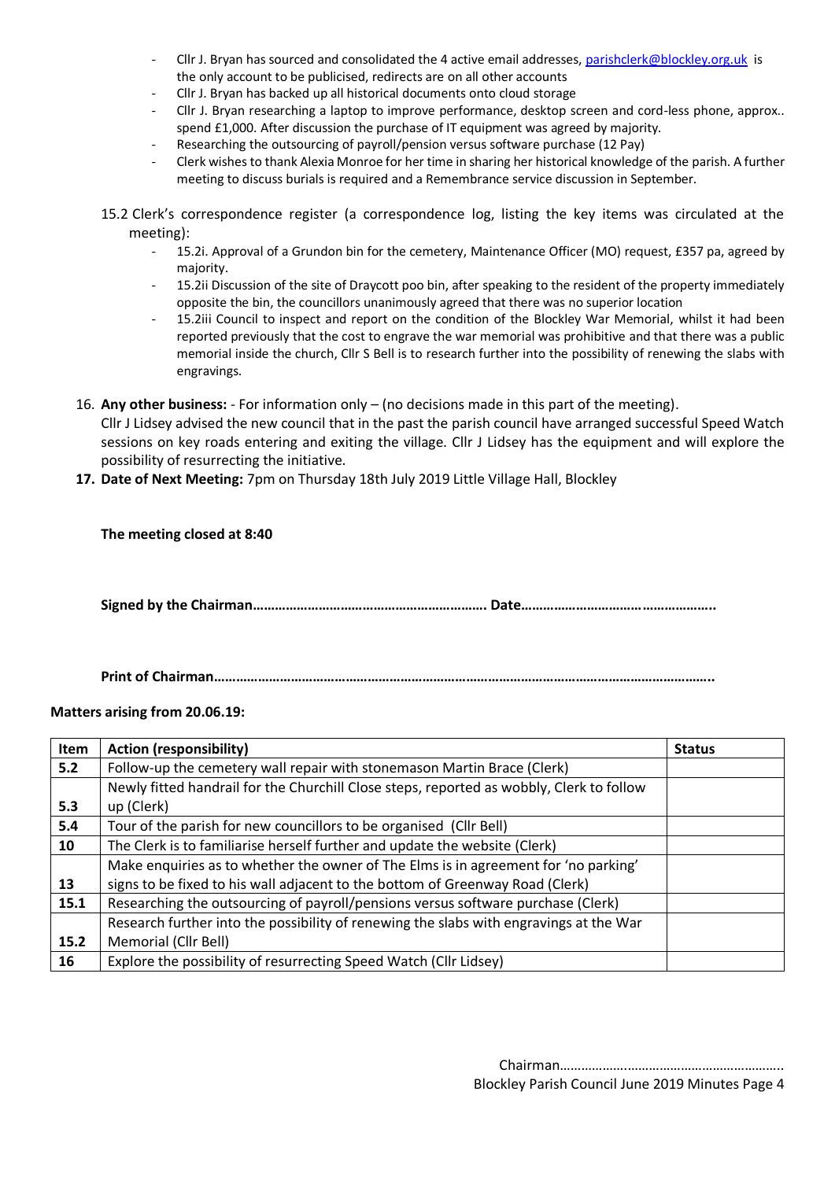- Cllr J. Bryan has sourced and consolidated the 4 active email addresses, parishclerk@blockley.org.uk is the only account to be publicised, redirects are on all other accounts
- Cllr J. Bryan has backed up all historical documents onto cloud storage
- Cllr J. Bryan researching a laptop to improve performance, desktop screen and cord-less phone, approx.. spend £1,000. After discussion the purchase of IT equipment was agreed by majority.
- Researching the outsourcing of payroll/pension versus software purchase (12 Pay)
- Clerk wishes to thank Alexia Monroe for her time in sharing her historical knowledge of the parish. A further meeting to discuss burials is required and a Remembrance service discussion in September.

15.2 Clerk's correspondence register (a correspondence log, listing the key items was circulated at the meeting):

- 15.2i. Approval of a Grundon bin for the cemetery, Maintenance Officer (MO) request, £357 pa, agreed by majority.
- 15.2ii Discussion of the site of Draycott poo bin, after speaking to the resident of the property immediately opposite the bin, the councillors unanimously agreed that there was no superior location
- 15.2iii Council to inspect and report on the condition of the Blockley War Memorial, whilst it had been reported previously that the cost to engrave the war memorial was prohibitive and that there was a public memorial inside the church, Cllr S Bell is to research further into the possibility of renewing the slabs with engravings.

16. **Any other business:** - For information only – (no decisions made in this part of the meeting). Cllr J Lidsey advised the new council that in the past the parish council have arranged successful Speed Watch sessions on key roads entering and exiting the village. Cllr J Lidsey has the equipment and will explore the possibility of resurrecting the initiative.
17. **Date of Next Meeting:** 7pm on Thursday 18th July 2019 Little Village Hall, Blockley

**The meeting closed at 8:40**

**Signed by the Chairman………………………………………………………. Date……………………………………………..**

**Print of Chairman………………………………………………………………………………………………………………..**

**Matters arising from 20.06.19:**

| Item | Action (responsibility) | Status |
|---|---|---|
| **5.2** | Follow-up the cemetery wall repair with stonemason Martin Brace (Clerk) | |
| **5.3** | Newly fitted handrail for the Churchill Close steps, reported as wobbly, Clerk to follow up (Clerk) | |
| **5.4** | Tour of the parish for new councillors to be organised (Cllr Bell) | |
| **10** | The Clerk is to familiarise herself further and update the website (Clerk) | |
| **13** | Make enquiries as to whether the owner of The Elms is in agreement for 'no parking' signs to be fixed to his wall adjacent to the bottom of Greenway Road (Clerk) | |
| **15.1** | Researching the outsourcing of payroll/pensions versus software purchase (Clerk) | |
| **15.2** | Research further into the possibility of renewing the slabs with engravings at the War Memorial (Cllr Bell) | |
| **16** | Explore the possibility of resurrecting Speed Watch (Cllr Lidsey) | |

Chairman………………………………………………………..